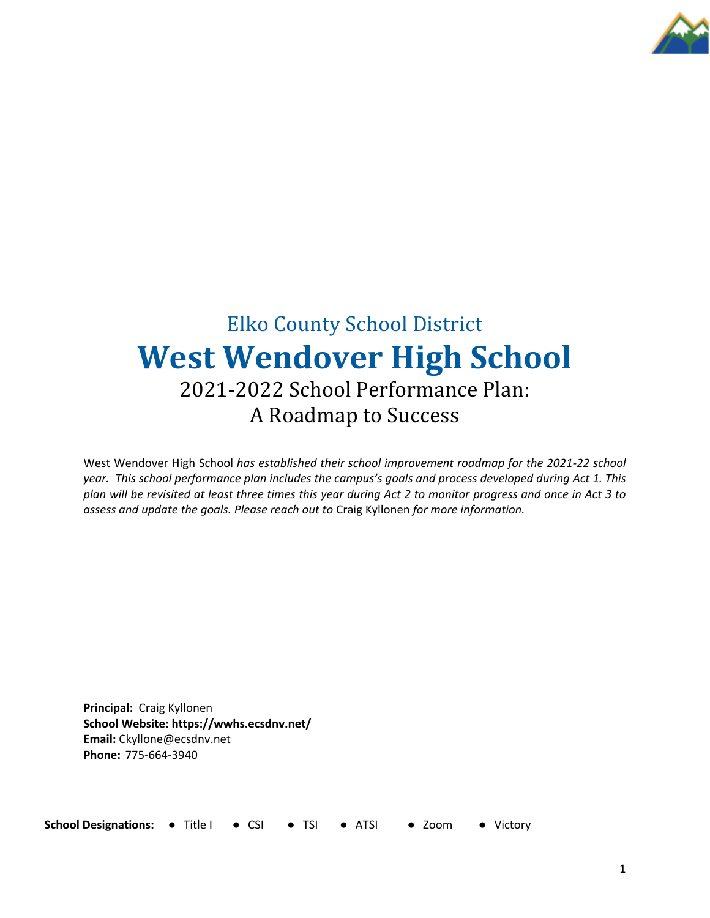Elko County School District

# West Wendover High School

## 2021-2022 School Performance Plan: A Roadmap to Success

West Wendover High School *has established their school improvement roadmap for the 2021-22 school year. This school performance plan includes the campus's goals and process developed during Act 1. This plan will be revisited at least three times this year during Act 2 to monitor progress and once in Act 3 to assess and update the goals. Please reach out to* Craig Kyllonen *for more information.*

**Principal:** Craig Kyllonen
**School Website: https://wwhs.ecsdnv.net/**
**Email:** Ckyllone@ecsdnv.net
**Phone:** 775-664-3940

**School Designations:** ● ~~Title I~~ ● CSI ● TSI ● ATSI ● Zoom ● Victory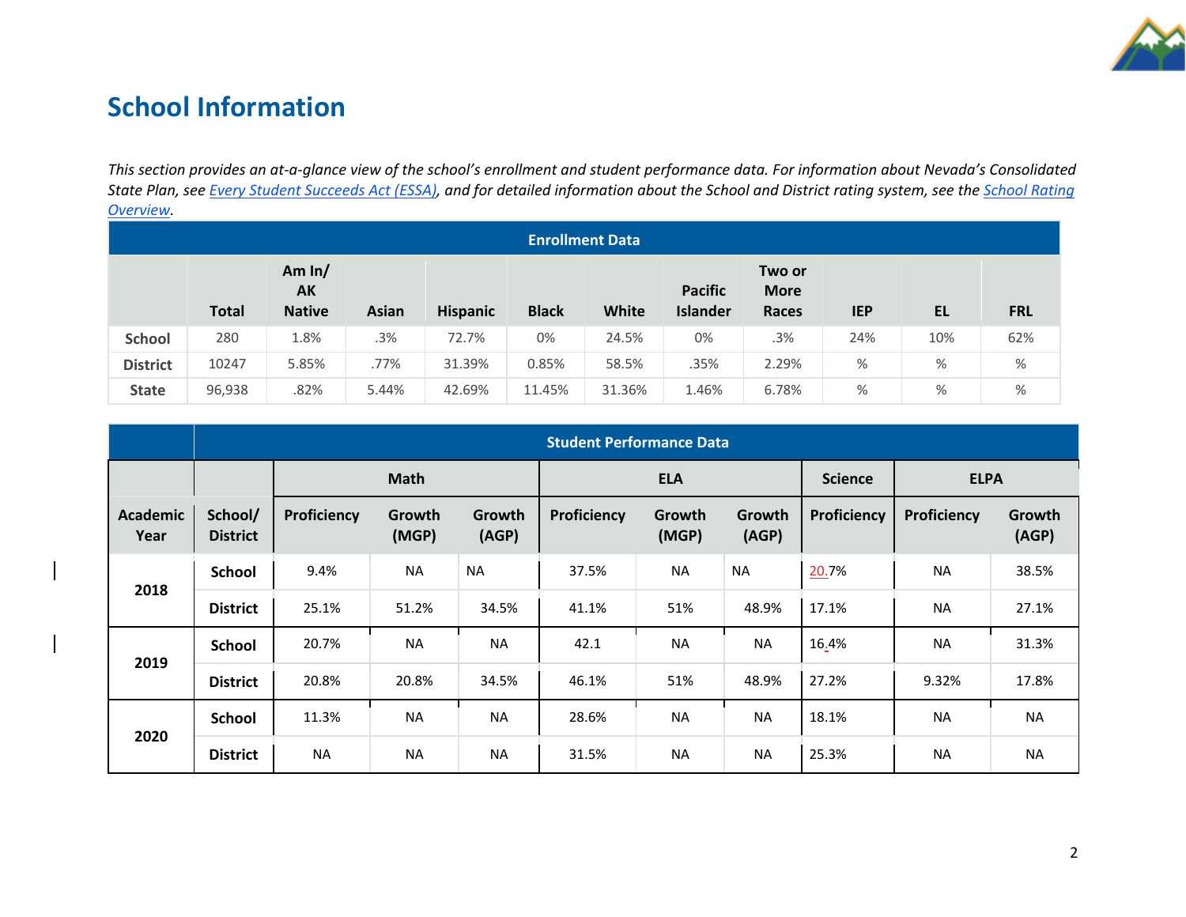# School Information

*This section provides an at-a-glance view of the school's enrollment and student performance data. For information about Nevada's Consolidated State Plan, see [Every Student Succeeds Act (ESSA)](), and for detailed information about the School and District rating system, see the [School Rating Overview]().*

| Enrollment Data | | | | | | | | | | | |
|---|---|---|---|---|---|---|---|---|---|---|---|
| | Total | Am In/ AK Native | Asian | Hispanic | Black | White | Pacific Islander | Two or More Races | IEP | EL | FRL |
| School | 280 | 1.8% | .3% | 72.7% | 0% | 24.5% | 0% | .3% | 24% | 10% | 62% |
| District | 10247 | 5.85% | .77% | 31.39% | 0.85% | 58.5% | .35% | 2.29% | % | % | % |
| State | 96,938 | .82% | 5.44% | 42.69% | 11.45% | 31.36% | 1.46% | 6.78% | % | % | % |

| | Student Performance Data | | | | | | | | | |
|---|---|---|---|---|---|---|---|---|---|---|
| | | Math | | | ELA | | | Science | ELPA | |
| Academic Year | School/ District | Proficiency | Growth (MGP) | Growth (AGP) | Proficiency | Growth (MGP) | Growth (AGP) | Proficiency | Proficiency | Growth (AGP) |
| 2018 | School | 9.4% | NA | NA | 37.5% | NA | NA | 20.7% | NA | 38.5% |
| | District | 25.1% | 51.2% | 34.5% | 41.1% | 51% | 48.9% | 17.1% | NA | 27.1% |
| 2019 | School | 20.7% | NA | NA | 42.1 | NA | NA | 16.4% | NA | 31.3% |
| | District | 20.8% | 20.8% | 34.5% | 46.1% | 51% | 48.9% | 27.2% | 9.32% | 17.8% |
| 2020 | School | 11.3% | NA | NA | 28.6% | NA | NA | 18.1% | NA | NA |
| | District | NA | NA | NA | 31.5% | NA | NA | 25.3% | NA | NA |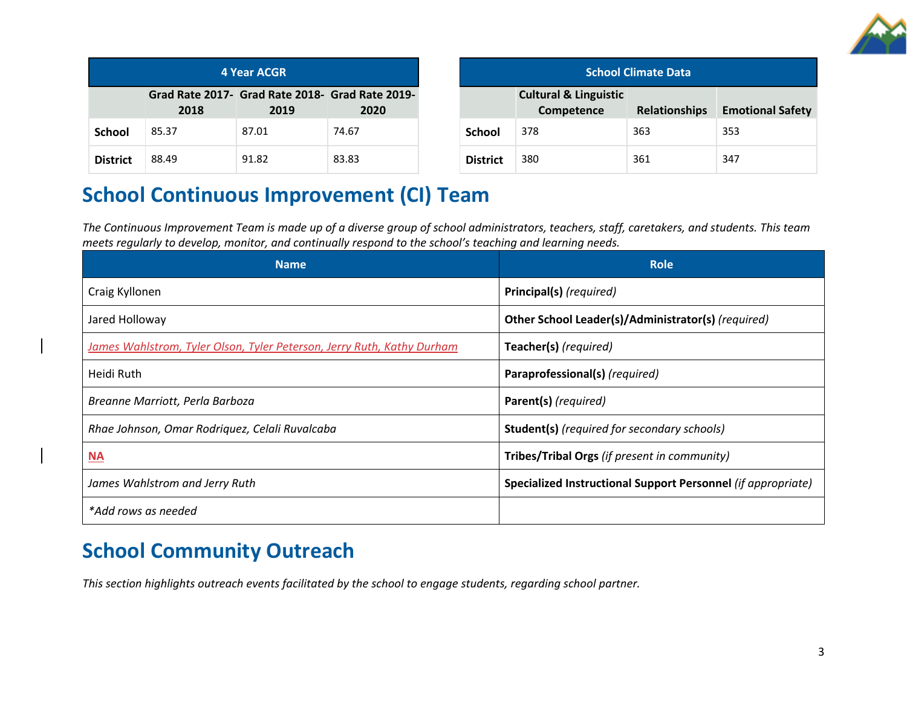| 4 Year ACGR | | | |
|---|---|---|---|
| | Grad Rate 2017-2018 | Grad Rate 2018-2019 | Grad Rate 2019-2020 |
| **School** | 85.37 | 87.01 | 74.67 |
| **District** | 88.49 | 91.82 | 83.83 |

| School Climate Data | | | |
|---|---|---|---|
| | Cultural & Linguistic Competence | Relationships | Emotional Safety |
| **School** | 378 | 363 | 353 |
| **District** | 380 | 361 | 347 |

## School Continuous Improvement (CI) Team

*The Continuous Improvement Team is made up of a diverse group of school administrators, teachers, staff, caretakers, and students. This team meets regularly to develop, monitor, and continually respond to the school's teaching and learning needs.*

| Name | Role |
|---|---|
| Craig Kyllonen | **Principal(s)** *(required)* |
| Jared Holloway | **Other School Leader(s)/Administrator(s)** *(required)* |
| *James Wahlstrom, Tyler Olson, Tyler Peterson, Jerry Ruth, Kathy Durham* | **Teacher(s)** *(required)* |
| Heidi Ruth | **Paraprofessional(s)** *(required)* |
| *Breanne Marriott, Perla Barboza* | **Parent(s)** *(required)* |
| *Rhae Johnson, Omar Rodriquez, Celali Ruvalcaba* | **Student(s)** *(required for secondary schools)* |
| **NA** | **Tribes/Tribal Orgs** *(if present in community)* |
| *James Wahlstrom and Jerry Ruth* | **Specialized Instructional Support Personnel** *(if appropriate)* |
| *\*Add rows as needed* | |

## School Community Outreach

*This section highlights outreach events facilitated by the school to engage students, regarding school partner.*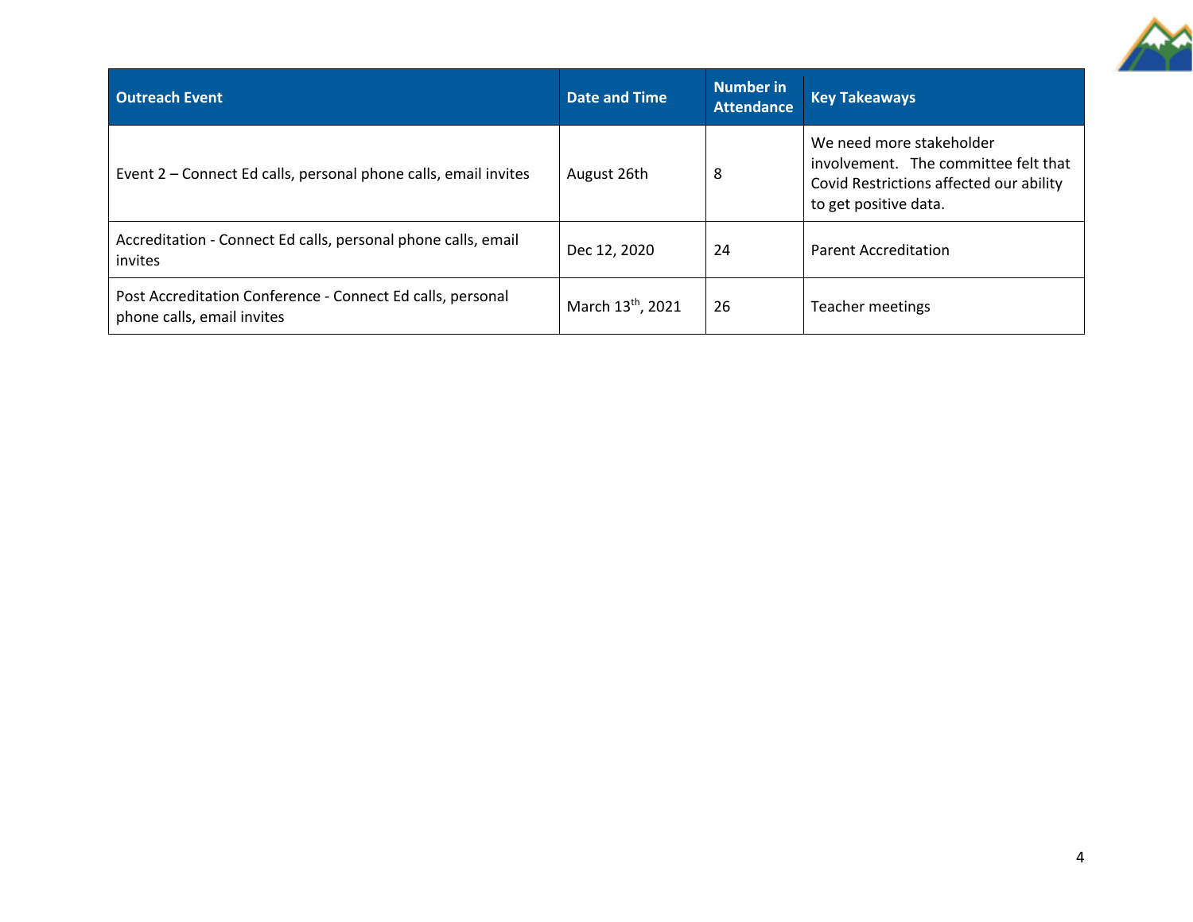| Outreach Event | Date and Time | Number in Attendance | Key Takeaways |
|---|---|---|---|
| Event 2 – Connect Ed calls, personal phone calls, email invites | August 26th | 8 | We need more stakeholder involvement. The committee felt that Covid Restrictions affected our ability to get positive data. |
| Accreditation - Connect Ed calls, personal phone calls, email invites | Dec 12, 2020 | 24 | Parent Accreditation |
| Post Accreditation Conference - Connect Ed calls, personal phone calls, email invites | March 13th, 2021 | 26 | Teacher meetings |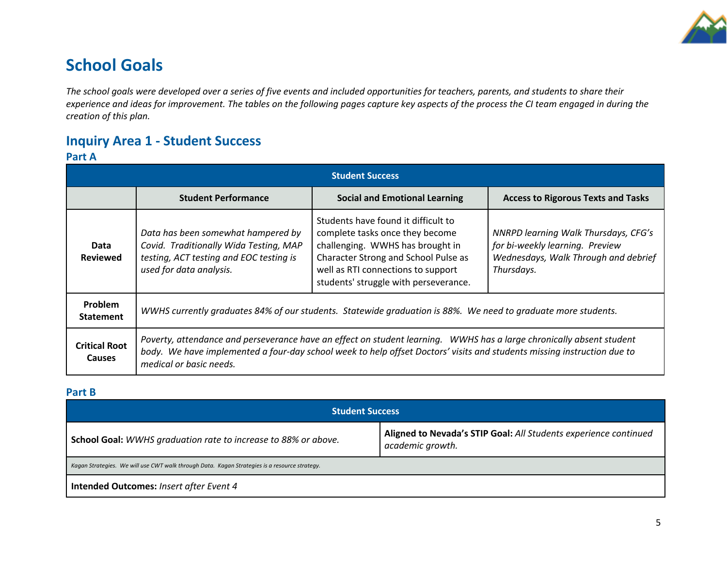# School Goals

*The school goals were developed over a series of five events and included opportunities for teachers, parents, and students to share their experience and ideas for improvement. The tables on the following pages capture key aspects of the process the CI team engaged in during the creation of this plan.*

## Inquiry Area 1 - Student Success

### Part A

| Student Success | | | |
|---|---|---|---|
| | **Student Performance** | **Social and Emotional Learning** | **Access to Rigorous Texts and Tasks** |
| **Data Reviewed** | *Data has been somewhat hampered by Covid. Traditionally Wida Testing, MAP testing, ACT testing and EOC testing is used for data analysis.* | Students have found it difficult to complete tasks once they become challenging. WWHS has brought in Character Strong and School Pulse as well as RTI connections to support students' struggle with perseverance. | *NNRPD learning Walk Thursdays, CFG's for bi-weekly learning. Preview Wednesdays, Walk Through and debrief Thursdays.* |
| **Problem Statement** | *WWHS currently graduates 84% of our students. Statewide graduation is 88%. We need to graduate more students.* | | |
| **Critical Root Causes** | *Poverty, attendance and perseverance have an effect on student learning. WWHS has a large chronically absent student body. We have implemented a four-day school week to help offset Doctors' visits and students missing instruction due to medical or basic needs.* | | |

### Part B

| Student Success | |
|---|---|
| **School Goal:** *WWHS graduation rate to increase to 88% or above.* | **Aligned to Nevada's STIP Goal:** *All Students experience continued academic growth.* |
| *Kagan Strategies. We will use CWT walk through Data. Kagan Strategies is a resource strategy.* | |
| **Intended Outcomes:** *Insert after Event 4* | |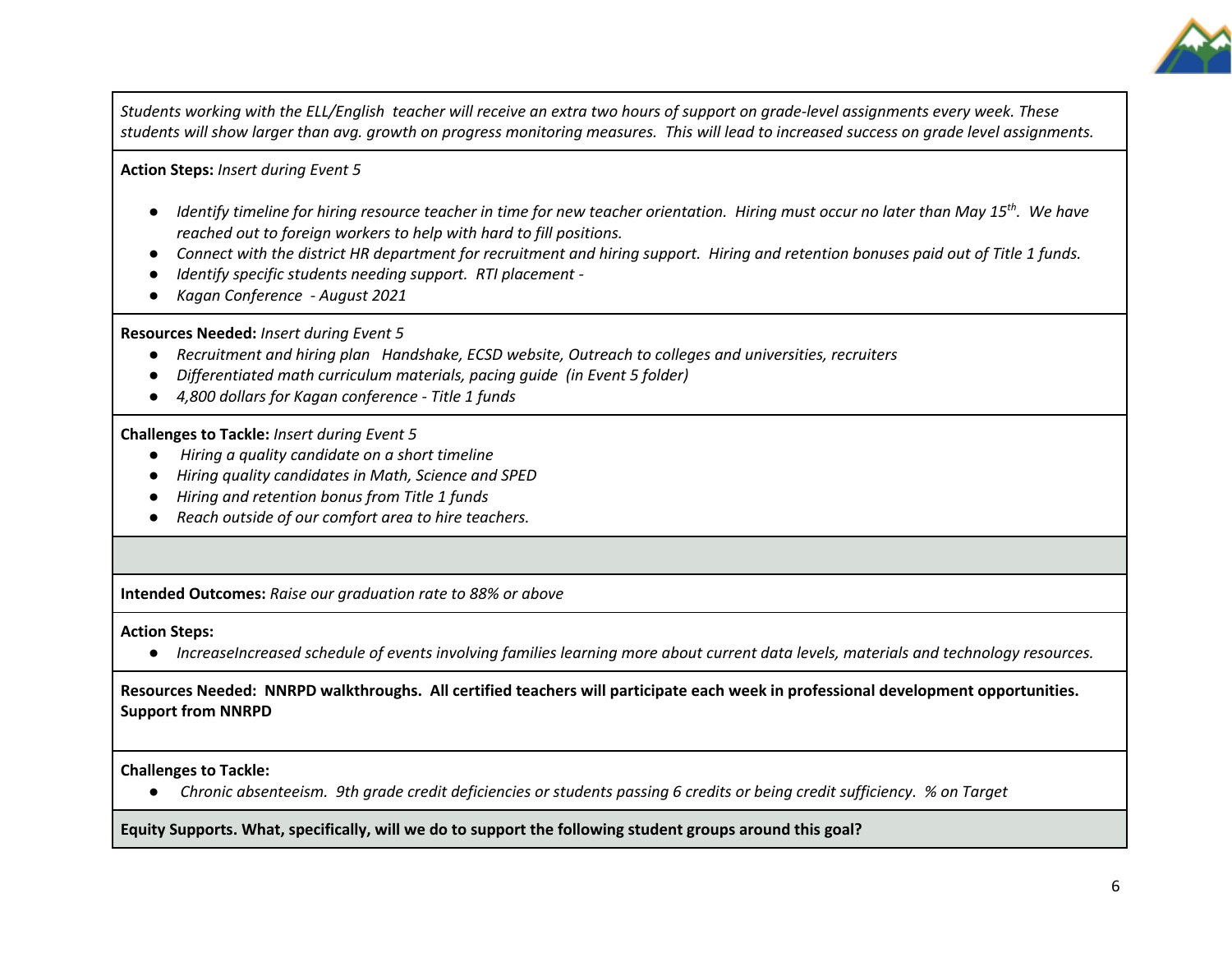*Students working with the ELL/English teacher will receive an extra two hours of support on grade-level assignments every week. These students will show larger than avg. growth on progress monitoring measures. This will lead to increased success on grade level assignments.*

**Action Steps:** *Insert during Event 5*

- *Identify timeline for hiring resource teacher in time for new teacher orientation. Hiring must occur no later than May 15th. We have reached out to foreign workers to help with hard to fill positions.*
- *Connect with the district HR department for recruitment and hiring support. Hiring and retention bonuses paid out of Title 1 funds.*
- *Identify specific students needing support. RTI placement -*
- *Kagan Conference - August 2021*

**Resources Needed:** *Insert during Event 5*

- *Recruitment and hiring plan Handshake, ECSD website, Outreach to colleges and universities, recruiters*
- *Differentiated math curriculum materials, pacing guide (in Event 5 folder)*
- *4,800 dollars for Kagan conference - Title 1 funds*

**Challenges to Tackle:** *Insert during Event 5*

- *Hiring a quality candidate on a short timeline*
- *Hiring quality candidates in Math, Science and SPED*
- *Hiring and retention bonus from Title 1 funds*
- *Reach outside of our comfort area to hire teachers.*

**Intended Outcomes:** *Raise our graduation rate to 88% or above*

**Action Steps:**

- *IncreaseIncreased schedule of events involving families learning more about current data levels, materials and technology resources.*

**Resources Needed: NNRPD walkthroughs. All certified teachers will participate each week in professional development opportunities. Support from NNRPD**

**Challenges to Tackle:**

- *Chronic absenteeism. 9th grade credit deficiencies or students passing 6 credits or being credit sufficiency. % on Target*

**Equity Supports. What, specifically, will we do to support the following student groups around this goal?**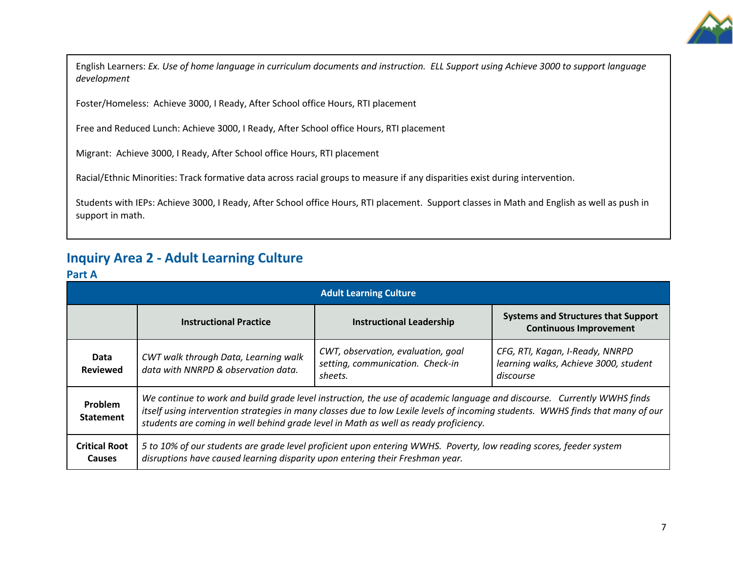English Learners: *Ex. Use of home language in curriculum documents and instruction. ELL Support using Achieve 3000 to support language development*

Foster/Homeless: Achieve 3000, I Ready, After School office Hours, RTI placement

Free and Reduced Lunch: Achieve 3000, I Ready, After School office Hours, RTI placement

Migrant: Achieve 3000, I Ready, After School office Hours, RTI placement

Racial/Ethnic Minorities: Track formative data across racial groups to measure if any disparities exist during intervention.

Students with IEPs: Achieve 3000, I Ready, After School office Hours, RTI placement. Support classes in Math and English as well as push in support in math.

## Inquiry Area 2 - Adult Learning Culture

### Part A

| Adult Learning Culture | | | |
|---|---|---|---|
| | **Instructional Practice** | **Instructional Leadership** | **Systems and Structures that Support Continuous Improvement** |
| **Data Reviewed** | *CWT walk through Data, Learning walk data with NNRPD & observation data.* | *CWT, observation, evaluation, goal setting, communication. Check-in sheets.* | *CFG, RTI, Kagan, I-Ready, NNRPD learning walks, Achieve 3000, student discourse* |
| **Problem Statement** | *We continue to work and build grade level instruction, the use of academic language and discourse. Currently WWHS finds itself using intervention strategies in many classes due to low Lexile levels of incoming students. WWHS finds that many of our students are coming in well behind grade level in Math as well as ready proficiency.* | | |
| **Critical Root Causes** | *5 to 10% of our students are grade level proficient upon entering WWHS. Poverty, low reading scores, feeder system disruptions have caused learning disparity upon entering their Freshman year.* | | |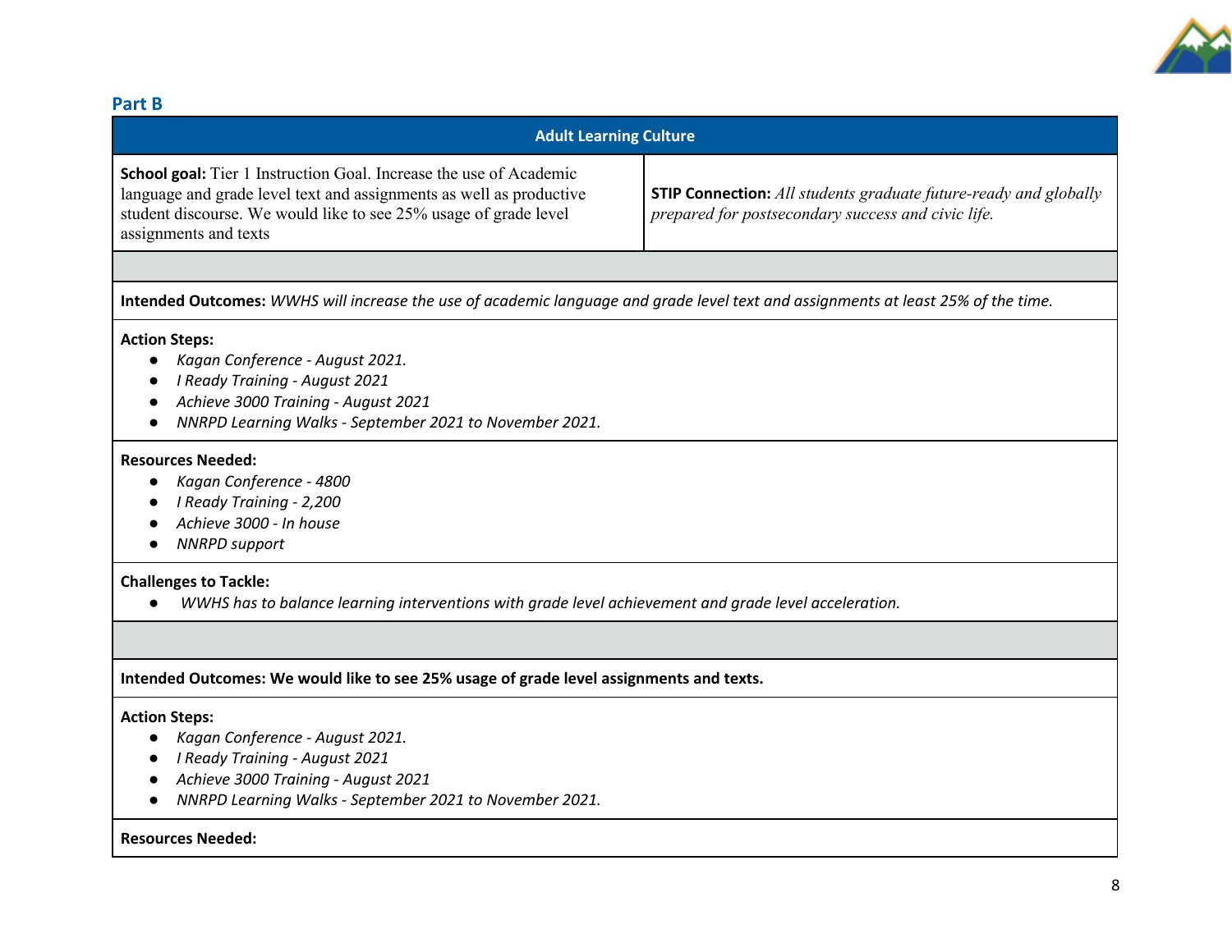## Part B

**Adult Learning Culture**

| **School goal:** Tier 1 Instruction Goal. Increase the use of Academic language and grade level text and assignments as well as productive student discourse. We would like to see 25% usage of grade level assignments and texts | **STIP Connection:** *All students graduate future-ready and globally prepared for postsecondary success and civic life.* |
|---|---|

**Intended Outcomes:** *WWHS will increase the use of academic language and grade level text and assignments at least 25% of the time.*

**Action Steps:**

- *Kagan Conference - August 2021.*
- *I Ready Training - August 2021*
- *Achieve 3000 Training - August 2021*
- *NNRPD Learning Walks - September 2021 to November 2021.*

**Resources Needed:**

- *Kagan Conference - 4800*
- *I Ready Training - 2,200*
- *Achieve 3000 - In house*
- *NNRPD support*

**Challenges to Tackle:**

- *WWHS has to balance learning interventions with grade level achievement and grade level acceleration.*

**Intended Outcomes: We would like to see 25% usage of grade level assignments and texts.**

**Action Steps:**

- *Kagan Conference - August 2021.*
- *I Ready Training - August 2021*
- *Achieve 3000 Training - August 2021*
- *NNRPD Learning Walks - September 2021 to November 2021.*

**Resources Needed:**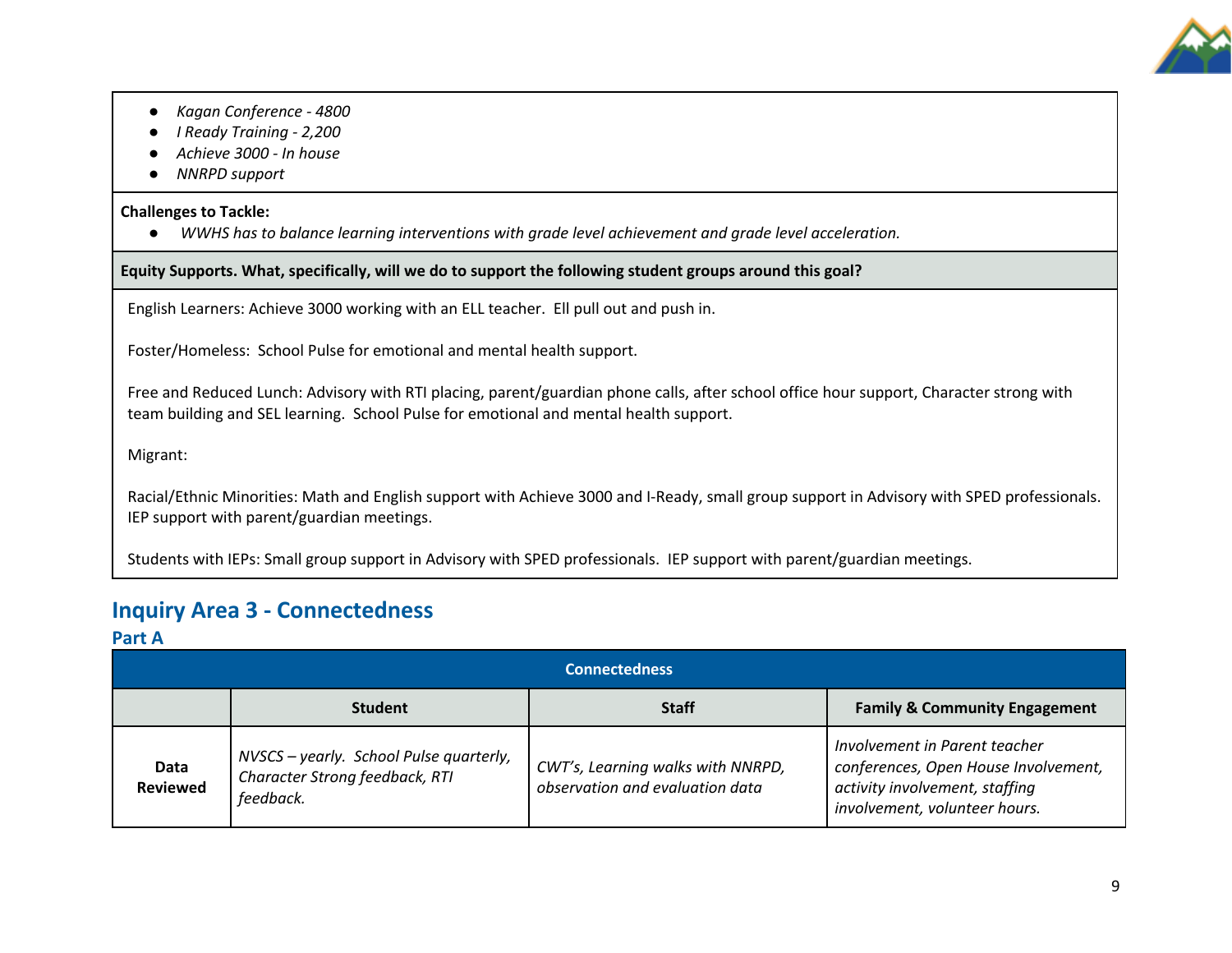- *Kagan Conference - 4800*
- *I Ready Training - 2,200*
- *Achieve 3000 - In house*
- *NNRPD support*

**Challenges to Tackle:**

- *WWHS has to balance learning interventions with grade level achievement and grade level acceleration.*

**Equity Supports. What, specifically, will we do to support the following student groups around this goal?**

English Learners: Achieve 3000 working with an ELL teacher. Ell pull out and push in.

Foster/Homeless: School Pulse for emotional and mental health support.

Free and Reduced Lunch: Advisory with RTI placing, parent/guardian phone calls, after school office hour support, Character strong with team building and SEL learning. School Pulse for emotional and mental health support.

Migrant:

Racial/Ethnic Minorities: Math and English support with Achieve 3000 and I-Ready, small group support in Advisory with SPED professionals. IEP support with parent/guardian meetings.

Students with IEPs: Small group support in Advisory with SPED professionals. IEP support with parent/guardian meetings.

## Inquiry Area 3 - Connectedness

### Part A

| Connectedness | | | |
|---|---|---|---|
| | **Student** | **Staff** | **Family & Community Engagement** |
| **Data Reviewed** | *NVSCS – yearly. School Pulse quarterly, Character Strong feedback, RTI feedback.* | *CWT's, Learning walks with NNRPD, observation and evaluation data* | *Involvement in Parent teacher conferences, Open House Involvement, activity involvement, staffing involvement, volunteer hours.* |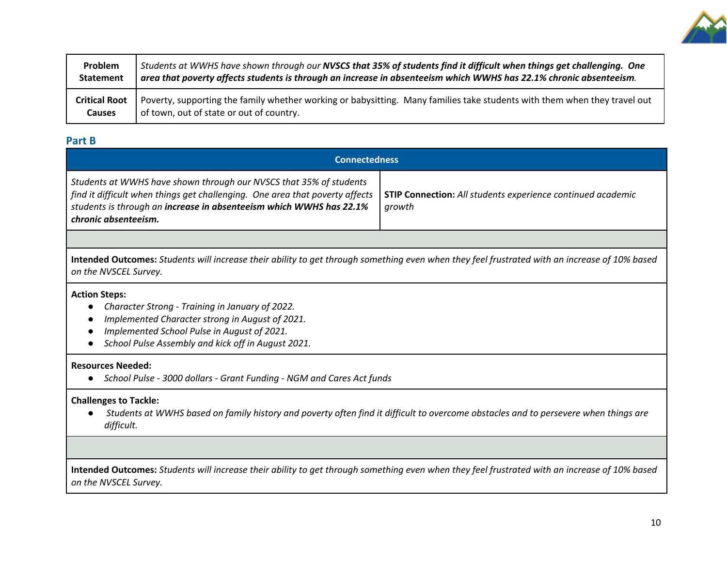| Problem Statement | *Students at WWHS have shown through our **NVSCS that 35% of students find it difficult when things get challenging. One area that poverty affects students is through an increase in absenteeism which WWHS has 22.1% chronic absenteeism**.* |
|---|---|
| Critical Root Causes | Poverty, supporting the family whether working or babysitting. Many families take students with them when they travel out of town, out of state or out of country. |

## Part B

| Connectedness | |
|---|---|
| *Students at WWHS have shown through our NVSCS that 35% of students find it difficult when things get challenging. One area that poverty affects students is through an **increase in absenteeism which WWHS has 22.1% chronic absenteeism.*** | **STIP Connection:** *All students experience continued academic growth* |

**Intended Outcomes:** *Students will increase their ability to get through something even when they feel frustrated with an increase of 10% based on the NVSCEL Survey.*

**Action Steps:**

- *Character Strong - Training in January of 2022.*
- *Implemented Character strong in August of 2021.*
- *Implemented School Pulse in August of 2021.*
- *School Pulse Assembly and kick off in August 2021.*

**Resources Needed:**

- *School Pulse - 3000 dollars - Grant Funding - NGM and Cares Act funds*

**Challenges to Tackle:**

- *Students at WWHS based on family history and poverty often find it difficult to overcome obstacles and to persevere when things are difficult.*

**Intended Outcomes:** *Students will increase their ability to get through something even when they feel frustrated with an increase of 10% based on the NVSCEL Survey.*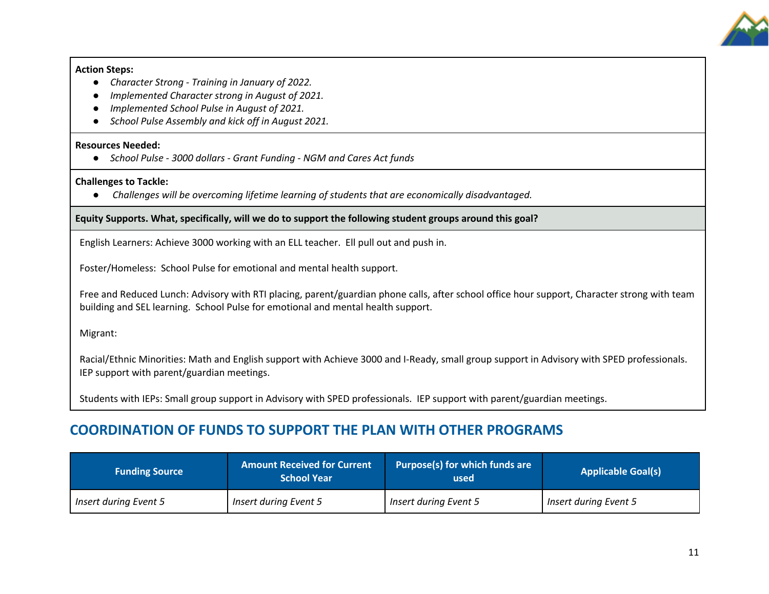**Action Steps:**

- *Character Strong - Training in January of 2022.*
- *Implemented Character strong in August of 2021.*
- *Implemented School Pulse in August of 2021.*
- *School Pulse Assembly and kick off in August 2021.*

**Resources Needed:**

- *School Pulse - 3000 dollars - Grant Funding - NGM and Cares Act funds*

**Challenges to Tackle:**

- *Challenges will be overcoming lifetime learning of students that are economically disadvantaged.*

**Equity Supports. What, specifically, will we do to support the following student groups around this goal?**

English Learners: Achieve 3000 working with an ELL teacher. Ell pull out and push in.

Foster/Homeless: School Pulse for emotional and mental health support.

Free and Reduced Lunch: Advisory with RTI placing, parent/guardian phone calls, after school office hour support, Character strong with team building and SEL learning. School Pulse for emotional and mental health support.

Migrant:

Racial/Ethnic Minorities: Math and English support with Achieve 3000 and I-Ready, small group support in Advisory with SPED professionals. IEP support with parent/guardian meetings.

Students with IEPs: Small group support in Advisory with SPED professionals. IEP support with parent/guardian meetings.

## COORDINATION OF FUNDS TO SUPPORT THE PLAN WITH OTHER PROGRAMS

| Funding Source | Amount Received for Current School Year | Purpose(s) for which funds are used | Applicable Goal(s) |
|---|---|---|---|
| *Insert during Event 5* | *Insert during Event 5* | *Insert during Event 5* | *Insert during Event 5* |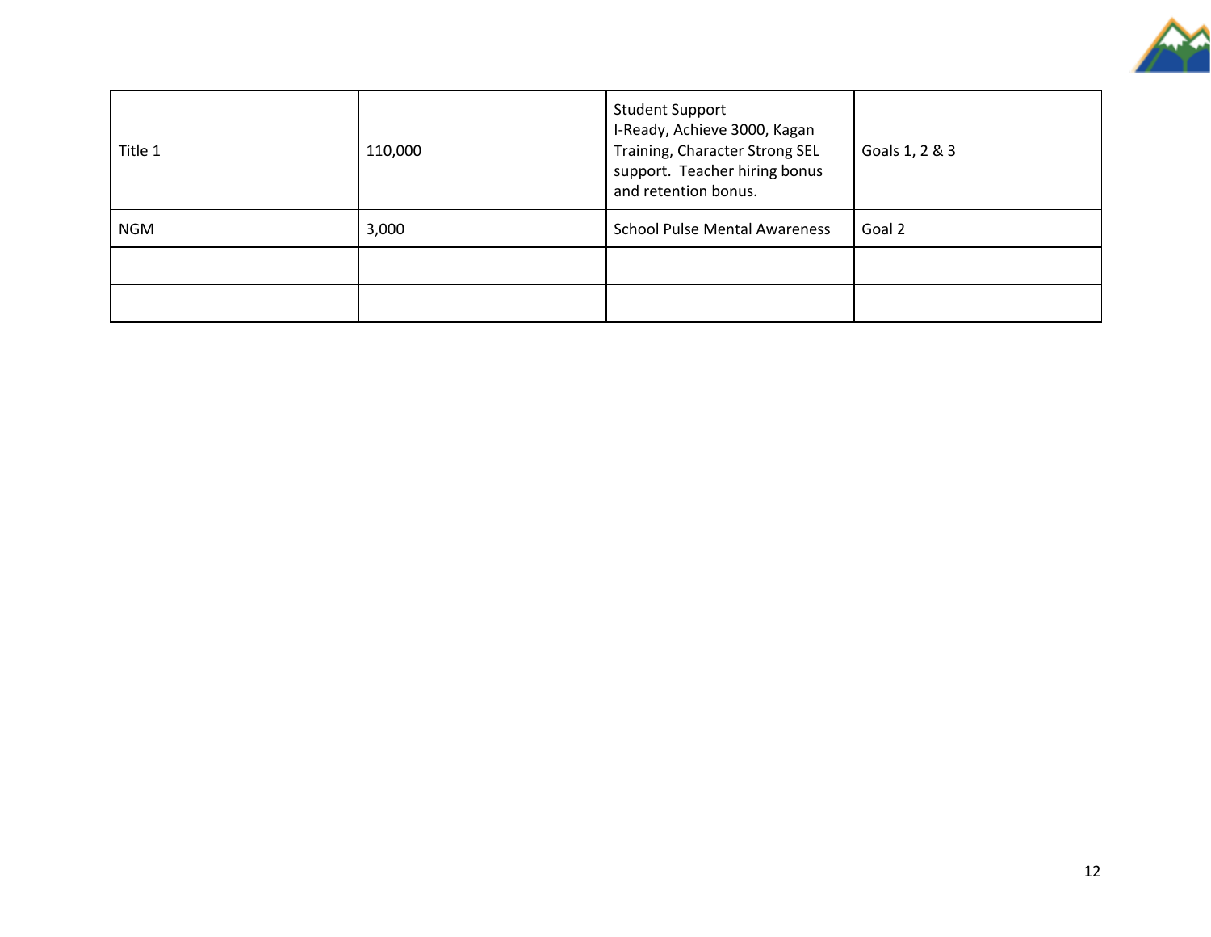| | | | |
|---|---|---|---|
| Title 1 | 110,000 | Student Support<br>I-Ready, Achieve 3000, Kagan Training, Character Strong SEL support. Teacher hiring bonus and retention bonus. | Goals 1, 2 & 3 |
| NGM | 3,000 | School Pulse Mental Awareness | Goal 2 |
| | | | |
| | | | |